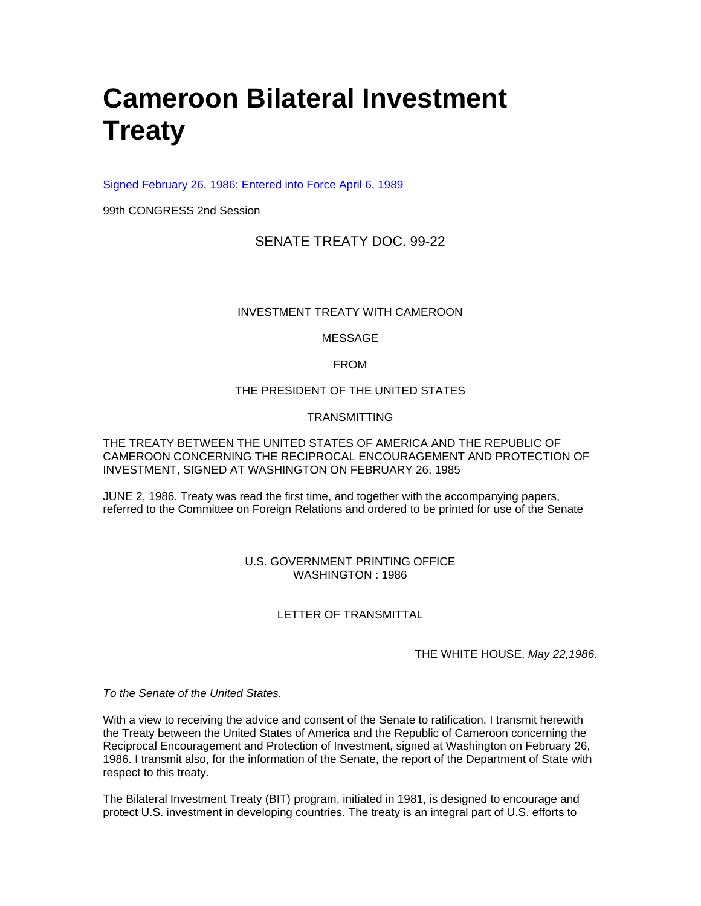# Cameroon Bilateral Investment Treaty

Signed February 26, 1986; Entered into Force April 6, 1989

99th CONGRESS 2nd Session

SENATE TREATY DOC. 99-22

INVESTMENT TREATY WITH CAMEROON

MESSAGE

FROM

THE PRESIDENT OF THE UNITED STATES

TRANSMITTING

THE TREATY BETWEEN THE UNITED STATES OF AMERICA AND THE REPUBLIC OF CAMEROON CONCERNING THE RECIPROCAL ENCOURAGEMENT AND PROTECTION OF INVESTMENT, SIGNED AT WASHINGTON ON FEBRUARY 26, 1985

JUNE 2, 1986. Treaty was read the first time, and together with the accompanying papers, referred to the Committee on Foreign Relations and ordered to be printed for use of the Senate

U.S. GOVERNMENT PRINTING OFFICE
WASHINGTON : 1986

LETTER OF TRANSMITTAL

THE WHITE HOUSE, *May 22,1986.*

*To the Senate of the United States.*

With a view to receiving the advice and consent of the Senate to ratification, I transmit herewith the Treaty between the United States of America and the Republic of Cameroon concerning the Reciprocal Encouragement and Protection of Investment, signed at Washington on February 26, 1986. I transmit also, for the information of the Senate, the report of the Department of State with respect to this treaty.

The Bilateral Investment Treaty (BIT) program, initiated in 1981, is designed to encourage and protect U.S. investment in developing countries. The treaty is an integral part of U.S. efforts to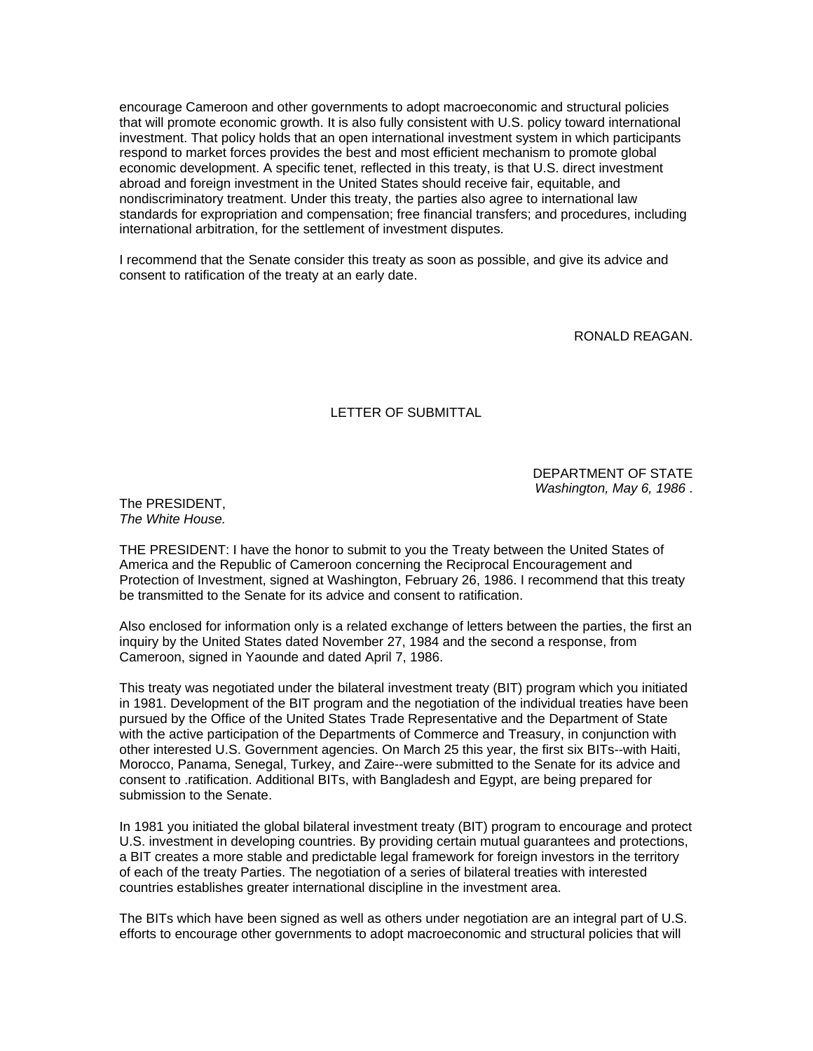encourage Cameroon and other governments to adopt macroeconomic and structural policies that will promote economic growth. It is also fully consistent with U.S. policy toward international investment. That policy holds that an open international investment system in which participants respond to market forces provides the best and most efficient mechanism to promote global economic development. A specific tenet, reflected in this treaty, is that U.S. direct investment abroad and foreign investment in the United States should receive fair, equitable, and nondiscriminatory treatment. Under this treaty, the parties also agree to international law standards for expropriation and compensation; free financial transfers; and procedures, including international arbitration, for the settlement of investment disputes.

I recommend that the Senate consider this treaty as soon as possible, and give its advice and consent to ratification of the treaty at an early date.

RONALD REAGAN.

## LETTER OF SUBMITTAL

DEPARTMENT OF STATE
*Washington, May 6, 1986* .

The PRESIDENT,
*The White House.*

THE PRESIDENT: I have the honor to submit to you the Treaty between the United States of America and the Republic of Cameroon concerning the Reciprocal Encouragement and Protection of Investment, signed at Washington, February 26, 1986. I recommend that this treaty be transmitted to the Senate for its advice and consent to ratification.

Also enclosed for information only is a related exchange of letters between the parties, the first an inquiry by the United States dated November 27, 1984 and the second a response, from Cameroon, signed in Yaounde and dated April 7, 1986.

This treaty was negotiated under the bilateral investment treaty (BIT) program which you initiated in 1981. Development of the BIT program and the negotiation of the individual treaties have been pursued by the Office of the United States Trade Representative and the Department of State with the active participation of the Departments of Commerce and Treasury, in conjunction with other interested U.S. Government agencies. On March 25 this year, the first six BITs--with Haiti, Morocco, Panama, Senegal, Turkey, and Zaire--were submitted to the Senate for its advice and consent to .ratification. Additional BITs, with Bangladesh and Egypt, are being prepared for submission to the Senate.

In 1981 you initiated the global bilateral investment treaty (BIT) program to encourage and protect U.S. investment in developing countries. By providing certain mutual guarantees and protections, a BIT creates a more stable and predictable legal framework for foreign investors in the territory of each of the treaty Parties. The negotiation of a series of bilateral treaties with interested countries establishes greater international discipline in the investment area.

The BITs which have been signed as well as others under negotiation are an integral part of U.S. efforts to encourage other governments to adopt macroeconomic and structural policies that will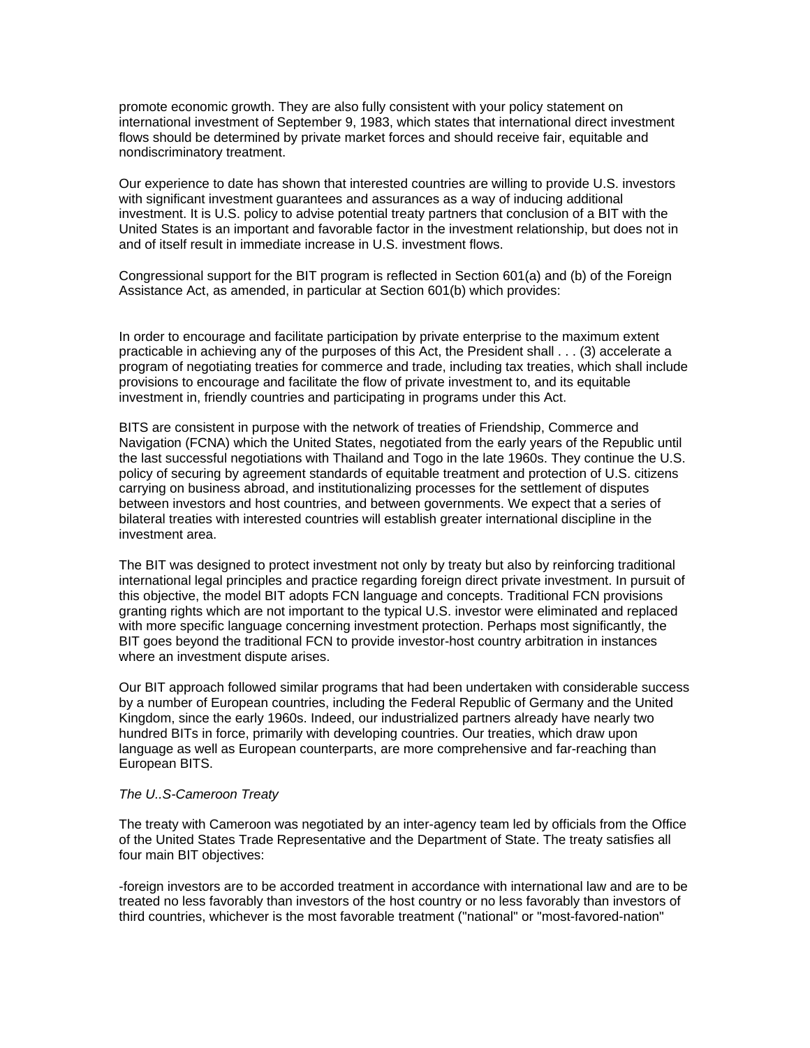promote economic growth. They are also fully consistent with your policy statement on international investment of September 9, 1983, which states that international direct investment flows should be determined by private market forces and should receive fair, equitable and nondiscriminatory treatment.

Our experience to date has shown that interested countries are willing to provide U.S. investors with significant investment guarantees and assurances as a way of inducing additional investment. It is U.S. policy to advise potential treaty partners that conclusion of a BIT with the United States is an important and favorable factor in the investment relationship, but does not in and of itself result in immediate increase in U.S. investment flows.

Congressional support for the BIT program is reflected in Section 601(a) and (b) of the Foreign Assistance Act, as amended, in particular at Section 601(b) which provides:

In order to encourage and facilitate participation by private enterprise to the maximum extent practicable in achieving any of the purposes of this Act, the President shall . . . (3) accelerate a program of negotiating treaties for commerce and trade, including tax treaties, which shall include provisions to encourage and facilitate the flow of private investment to, and its equitable investment in, friendly countries and participating in programs under this Act.

BITS are consistent in purpose with the network of treaties of Friendship, Commerce and Navigation (FCNA) which the United States, negotiated from the early years of the Republic until the last successful negotiations with Thailand and Togo in the late 1960s. They continue the U.S. policy of securing by agreement standards of equitable treatment and protection of U.S. citizens carrying on business abroad, and institutionalizing processes for the settlement of disputes between investors and host countries, and between governments. We expect that a series of bilateral treaties with interested countries will establish greater international discipline in the investment area.

The BIT was designed to protect investment not only by treaty but also by reinforcing traditional international legal principles and practice regarding foreign direct private investment. In pursuit of this objective, the model BIT adopts FCN language and concepts. Traditional FCN provisions granting rights which are not important to the typical U.S. investor were eliminated and replaced with more specific language concerning investment protection. Perhaps most significantly, the BIT goes beyond the traditional FCN to provide investor-host country arbitration in instances where an investment dispute arises.

Our BIT approach followed similar programs that had been undertaken with considerable success by a number of European countries, including the Federal Republic of Germany and the United Kingdom, since the early 1960s. Indeed, our industrialized partners already have nearly two hundred BITs in force, primarily with developing countries. Our treaties, which draw upon language as well as European counterparts, are more comprehensive and far-reaching than European BITS.

*The U..S-Cameroon Treaty*

The treaty with Cameroon was negotiated by an inter-agency team led by officials from the Office of the United States Trade Representative and the Department of State. The treaty satisfies all four main BIT objectives:

-foreign investors are to be accorded treatment in accordance with international law and are to be treated no less favorably than investors of the host country or no less favorably than investors of third countries, whichever is the most favorable treatment ("national" or "most-favored-nation"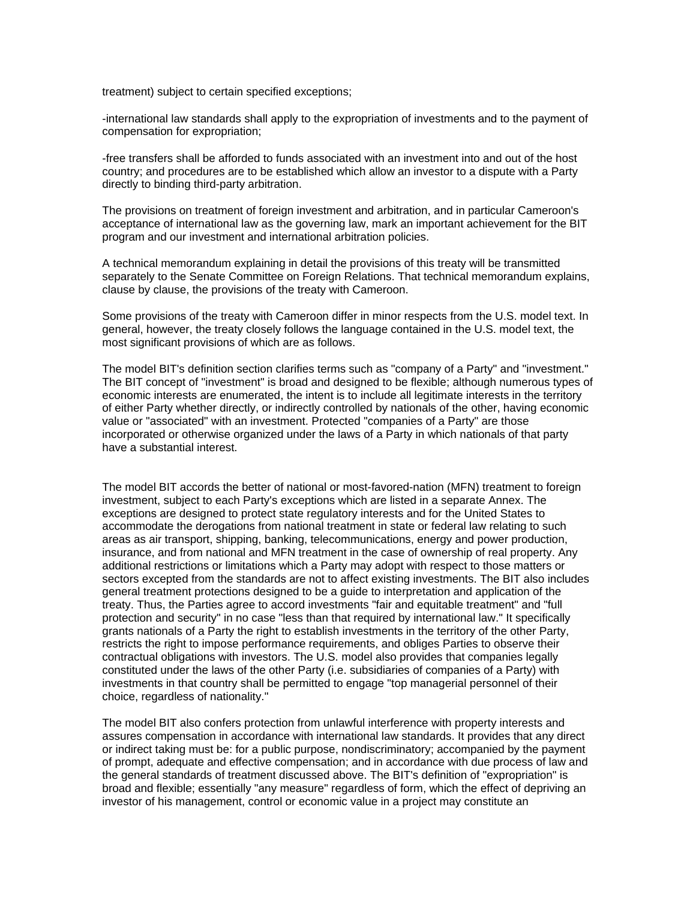treatment) subject to certain specified exceptions;

-international law standards shall apply to the expropriation of investments and to the payment of compensation for expropriation;

-free transfers shall be afforded to funds associated with an investment into and out of the host country; and procedures are to be established which allow an investor to a dispute with a Party directly to binding third-party arbitration.

The provisions on treatment of foreign investment and arbitration, and in particular Cameroon's acceptance of international law as the governing law, mark an important achievement for the BIT program and our investment and international arbitration policies.

A technical memorandum explaining in detail the provisions of this treaty will be transmitted separately to the Senate Committee on Foreign Relations. That technical memorandum explains, clause by clause, the provisions of the treaty with Cameroon.

Some provisions of the treaty with Cameroon differ in minor respects from the U.S. model text. In general, however, the treaty closely follows the language contained in the U.S. model text, the most significant provisions of which are as follows.

The model BIT's definition section clarifies terms such as "company of a Party" and "investment." The BIT concept of "investment" is broad and designed to be flexible; although numerous types of economic interests are enumerated, the intent is to include all legitimate interests in the territory of either Party whether directly, or indirectly controlled by nationals of the other, having economic value or "associated" with an investment. Protected "companies of a Party" are those incorporated or otherwise organized under the laws of a Party in which nationals of that party have a substantial interest.

The model BIT accords the better of national or most-favored-nation (MFN) treatment to foreign investment, subject to each Party's exceptions which are listed in a separate Annex. The exceptions are designed to protect state regulatory interests and for the United States to accommodate the derogations from national treatment in state or federal law relating to such areas as air transport, shipping, banking, telecommunications, energy and power production, insurance, and from national and MFN treatment in the case of ownership of real property. Any additional restrictions or limitations which a Party may adopt with respect to those matters or sectors excepted from the standards are not to affect existing investments. The BIT also includes general treatment protections designed to be a guide to interpretation and application of the treaty. Thus, the Parties agree to accord investments "fair and equitable treatment" and "full protection and security" in no case "less than that required by international law." It specifically grants nationals of a Party the right to establish investments in the territory of the other Party, restricts the right to impose performance requirements, and obliges Parties to observe their contractual obligations with investors. The U.S. model also provides that companies legally constituted under the laws of the other Party (i.e. subsidiaries of companies of a Party) with investments in that country shall be permitted to engage "top managerial personnel of their choice, regardless of nationality."

The model BIT also confers protection from unlawful interference with property interests and assures compensation in accordance with international law standards. It provides that any direct or indirect taking must be: for a public purpose, nondiscriminatory; accompanied by the payment of prompt, adequate and effective compensation; and in accordance with due process of law and the general standards of treatment discussed above. The BIT's definition of "expropriation" is broad and flexible; essentially "any measure" regardless of form, which the effect of depriving an investor of his management, control or economic value in a project may constitute an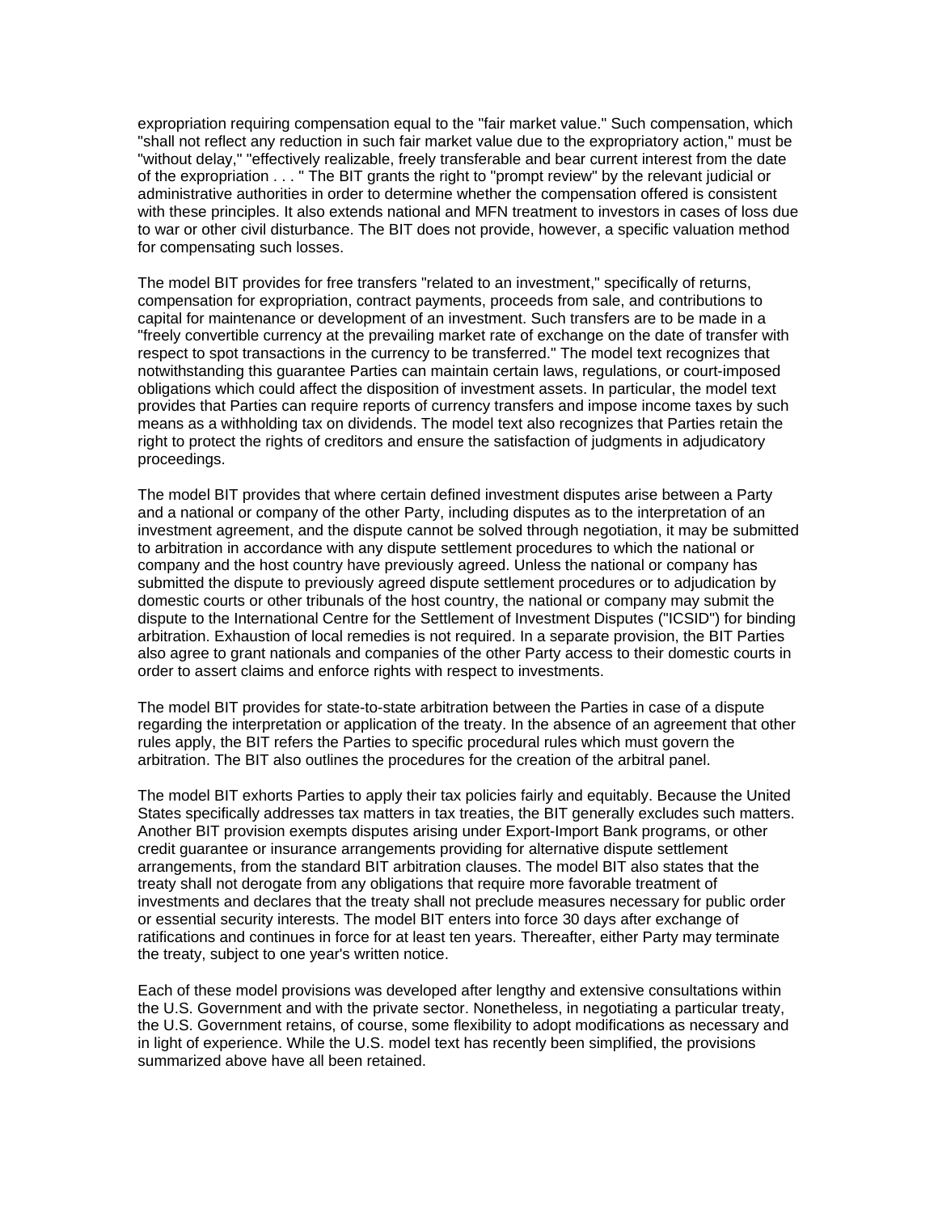expropriation requiring compensation equal to the "fair market value." Such compensation, which "shall not reflect any reduction in such fair market value due to the expropriatory action," must be "without delay," "effectively realizable, freely transferable and bear current interest from the date of the expropriation . . . " The BIT grants the right to "prompt review" by the relevant judicial or administrative authorities in order to determine whether the compensation offered is consistent with these principles. It also extends national and MFN treatment to investors in cases of loss due to war or other civil disturbance. The BIT does not provide, however, a specific valuation method for compensating such losses.

The model BIT provides for free transfers "related to an investment," specifically of returns, compensation for expropriation, contract payments, proceeds from sale, and contributions to capital for maintenance or development of an investment. Such transfers are to be made in a "freely convertible currency at the prevailing market rate of exchange on the date of transfer with respect to spot transactions in the currency to be transferred." The model text recognizes that notwithstanding this guarantee Parties can maintain certain laws, regulations, or court-imposed obligations which could affect the disposition of investment assets. In particular, the model text provides that Parties can require reports of currency transfers and impose income taxes by such means as a withholding tax on dividends. The model text also recognizes that Parties retain the right to protect the rights of creditors and ensure the satisfaction of judgments in adjudicatory proceedings.

The model BIT provides that where certain defined investment disputes arise between a Party and a national or company of the other Party, including disputes as to the interpretation of an investment agreement, and the dispute cannot be solved through negotiation, it may be submitted to arbitration in accordance with any dispute settlement procedures to which the national or company and the host country have previously agreed. Unless the national or company has submitted the dispute to previously agreed dispute settlement procedures or to adjudication by domestic courts or other tribunals of the host country, the national or company may submit the dispute to the International Centre for the Settlement of Investment Disputes ("ICSID") for binding arbitration. Exhaustion of local remedies is not required. In a separate provision, the BIT Parties also agree to grant nationals and companies of the other Party access to their domestic courts in order to assert claims and enforce rights with respect to investments.

The model BIT provides for state-to-state arbitration between the Parties in case of a dispute regarding the interpretation or application of the treaty. In the absence of an agreement that other rules apply, the BIT refers the Parties to specific procedural rules which must govern the arbitration. The BIT also outlines the procedures for the creation of the arbitral panel.

The model BIT exhorts Parties to apply their tax policies fairly and equitably. Because the United States specifically addresses tax matters in tax treaties, the BIT generally excludes such matters. Another BIT provision exempts disputes arising under Export-Import Bank programs, or other credit guarantee or insurance arrangements providing for alternative dispute settlement arrangements, from the standard BIT arbitration clauses. The model BIT also states that the treaty shall not derogate from any obligations that require more favorable treatment of investments and declares that the treaty shall not preclude measures necessary for public order or essential security interests. The model BIT enters into force 30 days after exchange of ratifications and continues in force for at least ten years. Thereafter, either Party may terminate the treaty, subject to one year's written notice.

Each of these model provisions was developed after lengthy and extensive consultations within the U.S. Government and with the private sector. Nonetheless, in negotiating a particular treaty, the U.S. Government retains, of course, some flexibility to adopt modifications as necessary and in light of experience. While the U.S. model text has recently been simplified, the provisions summarized above have all been retained.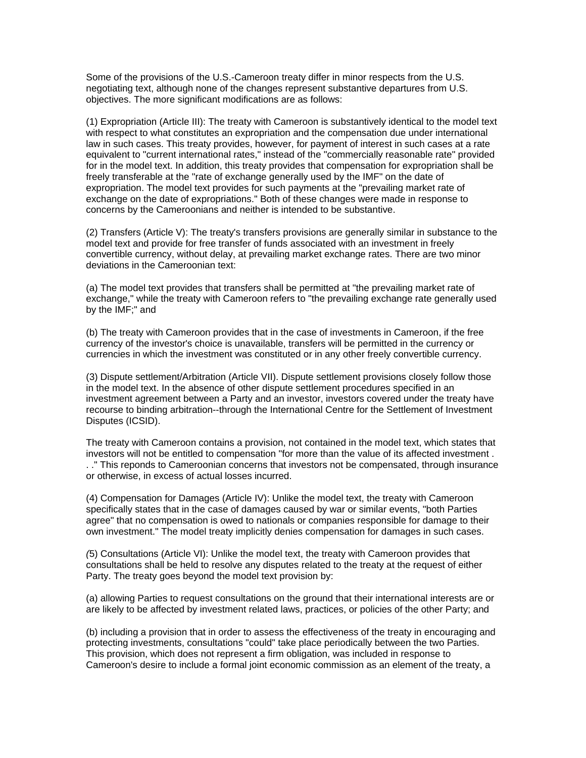Some of the provisions of the U.S.-Cameroon treaty differ in minor respects from the U.S. negotiating text, although none of the changes represent substantive departures from U.S. objectives. The more significant modifications are as follows:

(1) Expropriation (Article III): The treaty with Cameroon is substantively identical to the model text with respect to what constitutes an expropriation and the compensation due under international law in such cases. This treaty provides, however, for payment of interest in such cases at a rate equivalent to "current international rates," instead of the "commercially reasonable rate" provided for in the model text. In addition, this treaty provides that compensation for expropriation shall be freely transferable at the "rate of exchange generally used by the IMF" on the date of expropriation. The model text provides for such payments at the "prevailing market rate of exchange on the date of expropriations." Both of these changes were made in response to concerns by the Cameroonians and neither is intended to be substantive.

(2) Transfers (Article V): The treaty's transfers provisions are generally similar in substance to the model text and provide for free transfer of funds associated with an investment in freely convertible currency, without delay, at prevailing market exchange rates. There are two minor deviations in the Cameroonian text:

(a) The model text provides that transfers shall be permitted at "the prevailing market rate of exchange," while the treaty with Cameroon refers to "the prevailing exchange rate generally used by the IMF;" and

(b) The treaty with Cameroon provides that in the case of investments in Cameroon, if the free currency of the investor's choice is unavailable, transfers will be permitted in the currency or currencies in which the investment was constituted or in any other freely convertible currency.

(3) Dispute settlement/Arbitration (Article VII). Dispute settlement provisions closely follow those in the model text. In the absence of other dispute settlement procedures specified in an investment agreement between a Party and an investor, investors covered under the treaty have recourse to binding arbitration--through the International Centre for the Settlement of Investment Disputes (ICSID).

The treaty with Cameroon contains a provision, not contained in the model text, which states that investors will not be entitled to compensation "for more than the value of its affected investment . . ." This reponds to Cameroonian concerns that investors not be compensated, through insurance or otherwise, in excess of actual losses incurred.

(4) Compensation for Damages (Article IV): Unlike the model text, the treaty with Cameroon specifically states that in the case of damages caused by war or similar events, "both Parties agree" that no compensation is owed to nationals or companies responsible for damage to their own investment." The model treaty implicitly denies compensation for damages in such cases.

(5) Consultations (Article VI): Unlike the model text, the treaty with Cameroon provides that consultations shall be held to resolve any disputes related to the treaty at the request of either Party. The treaty goes beyond the model text provision by:

(a) allowing Parties to request consultations on the ground that their international interests are or are likely to be affected by investment related laws, practices, or policies of the other Party; and

(b) including a provision that in order to assess the effectiveness of the treaty in encouraging and protecting investments, consultations "could" take place periodically between the two Parties. This provision, which does not represent a firm obligation, was included in response to Cameroon's desire to include a formal joint economic commission as an element of the treaty, a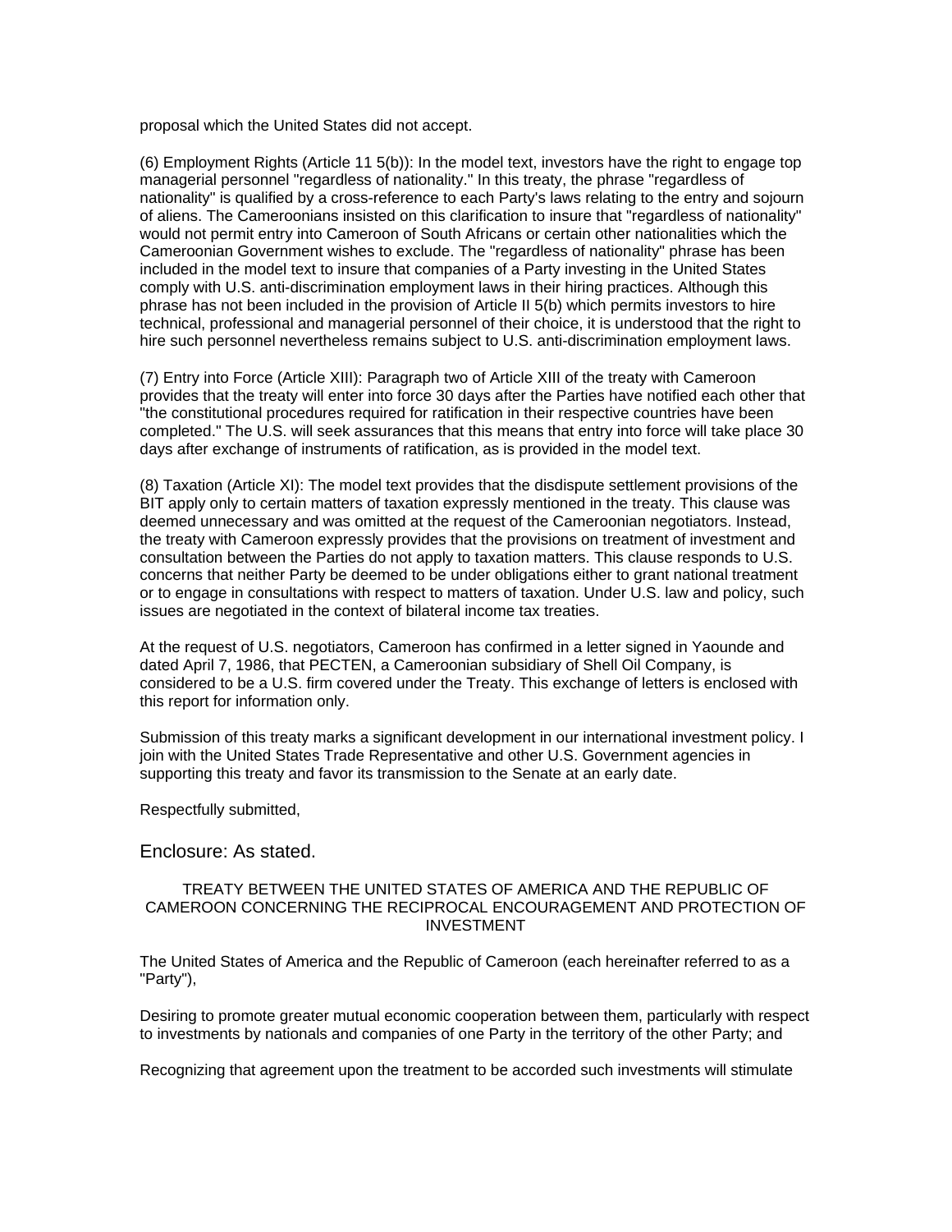proposal which the United States did not accept.

(6) Employment Rights (Article 11 5(b)): In the model text, investors have the right to engage top managerial personnel "regardless of nationality." In this treaty, the phrase "regardless of nationality" is qualified by a cross-reference to each Party's laws relating to the entry and sojourn of aliens. The Cameroonians insisted on this clarification to insure that "regardless of nationality" would not permit entry into Cameroon of South Africans or certain other nationalities which the Cameroonian Government wishes to exclude. The "regardless of nationality" phrase has been included in the model text to insure that companies of a Party investing in the United States comply with U.S. anti-discrimination employment laws in their hiring practices. Although this phrase has not been included in the provision of Article II 5(b) which permits investors to hire technical, professional and managerial personnel of their choice, it is understood that the right to hire such personnel nevertheless remains subject to U.S. anti-discrimination employment laws.

(7) Entry into Force (Article XIII): Paragraph two of Article XIII of the treaty with Cameroon provides that the treaty will enter into force 30 days after the Parties have notified each other that "the constitutional procedures required for ratification in their respective countries have been completed." The U.S. will seek assurances that this means that entry into force will take place 30 days after exchange of instruments of ratification, as is provided in the model text.

(8) Taxation (Article XI): The model text provides that the disdispute settlement provisions of the BIT apply only to certain matters of taxation expressly mentioned in the treaty. This clause was deemed unnecessary and was omitted at the request of the Cameroonian negotiators. Instead, the treaty with Cameroon expressly provides that the provisions on treatment of investment and consultation between the Parties do not apply to taxation matters. This clause responds to U.S. concerns that neither Party be deemed to be under obligations either to grant national treatment or to engage in consultations with respect to matters of taxation. Under U.S. law and policy, such issues are negotiated in the context of bilateral income tax treaties.

At the request of U.S. negotiators, Cameroon has confirmed in a letter signed in Yaounde and dated April 7, 1986, that PECTEN, a Cameroonian subsidiary of Shell Oil Company, is considered to be a U.S. firm covered under the Treaty. This exchange of letters is enclosed with this report for information only.

Submission of this treaty marks a significant development in our international investment policy. I join with the United States Trade Representative and other U.S. Government agencies in supporting this treaty and favor its transmission to the Senate at an early date.

Respectfully submitted,

Enclosure: As stated.

TREATY BETWEEN THE UNITED STATES OF AMERICA AND THE REPUBLIC OF CAMEROON CONCERNING THE RECIPROCAL ENCOURAGEMENT AND PROTECTION OF INVESTMENT

The United States of America and the Republic of Cameroon (each hereinafter referred to as a "Party"),

Desiring to promote greater mutual economic cooperation between them, particularly with respect to investments by nationals and companies of one Party in the territory of the other Party; and

Recognizing that agreement upon the treatment to be accorded such investments will stimulate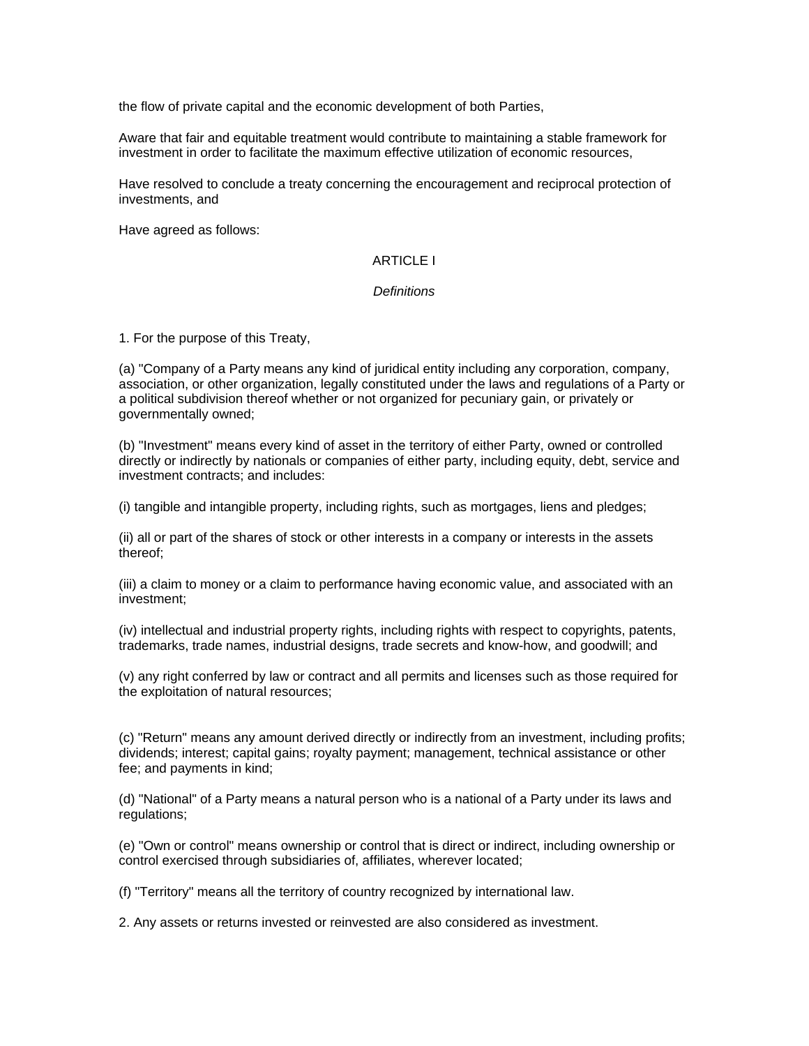the flow of private capital and the economic development of both Parties,

Aware that fair and equitable treatment would contribute to maintaining a stable framework for investment in order to facilitate the maximum effective utilization of economic resources,

Have resolved to conclude a treaty concerning the encouragement and reciprocal protection of investments, and

Have agreed as follows:

## ARTICLE I

### *Definitions*

1. For the purpose of this Treaty,

(a) "Company of a Party means any kind of juridical entity including any corporation, company, association, or other organization, legally constituted under the laws and regulations of a Party or a political subdivision thereof whether or not organized for pecuniary gain, or privately or governmentally owned;

(b) "Investment" means every kind of asset in the territory of either Party, owned or controlled directly or indirectly by nationals or companies of either party, including equity, debt, service and investment contracts; and includes:

(i) tangible and intangible property, including rights, such as mortgages, liens and pledges;

(ii) all or part of the shares of stock or other interests in a company or interests in the assets thereof;

(iii) a claim to money or a claim to performance having economic value, and associated with an investment;

(iv) intellectual and industrial property rights, including rights with respect to copyrights, patents, trademarks, trade names, industrial designs, trade secrets and know-how, and goodwill; and

(v) any right conferred by law or contract and all permits and licenses such as those required for the exploitation of natural resources;

(c) "Return" means any amount derived directly or indirectly from an investment, including profits; dividends; interest; capital gains; royalty payment; management, technical assistance or other fee; and payments in kind;

(d) "National" of a Party means a natural person who is a national of a Party under its laws and regulations;

(e) "Own or control" means ownership or control that is direct or indirect, including ownership or control exercised through subsidiaries of, affiliates, wherever located;

(f) "Territory" means all the territory of country recognized by international law.

2. Any assets or returns invested or reinvested are also considered as investment.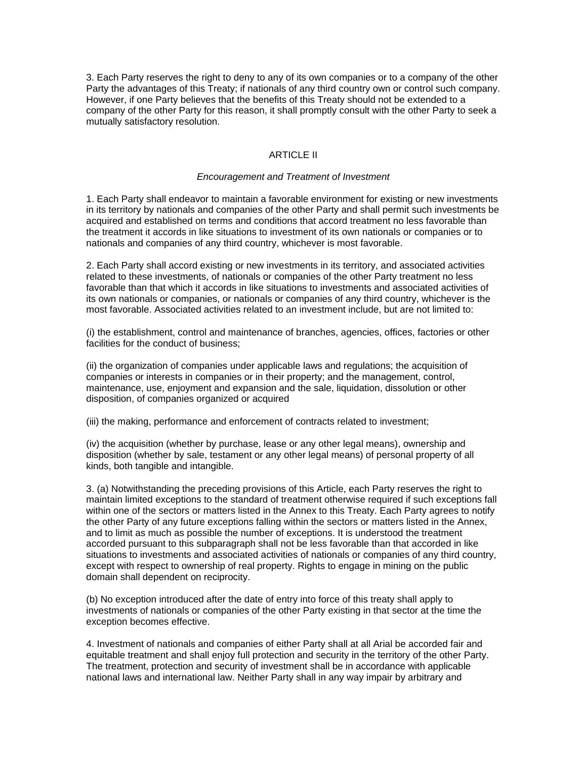3. Each Party reserves the right to deny to any of its own companies or to a company of the other Party the advantages of this Treaty; if nationals of any third country own or control such company. However, if one Party believes that the benefits of this Treaty should not be extended to a company of the other Party for this reason, it shall promptly consult with the other Party to seek a mutually satisfactory resolution.

## ARTICLE II

### *Encouragement and Treatment of Investment*

1. Each Party shall endeavor to maintain a favorable environment for existing or new investments in its territory by nationals and companies of the other Party and shall permit such investments be acquired and established on terms and conditions that accord treatment no less favorable than the treatment it accords in like situations to investment of its own nationals or companies or to nationals and companies of any third country, whichever is most favorable.

2. Each Party shall accord existing or new investments in its territory, and associated activities related to these investments, of nationals or companies of the other Party treatment no less favorable than that which it accords in like situations to investments and associated activities of its own nationals or companies, or nationals or companies of any third country, whichever is the most favorable. Associated activities related to an investment include, but are not limited to:

(i) the establishment, control and maintenance of branches, agencies, offices, factories or other facilities for the conduct of business;

(ii) the organization of companies under applicable laws and regulations; the acquisition of companies or interests in companies or in their property; and the management, control, maintenance, use, enjoyment and expansion and the sale, liquidation, dissolution or other disposition, of companies organized or acquired

(iii) the making, performance and enforcement of contracts related to investment;

(iv) the acquisition (whether by purchase, lease or any other legal means), ownership and disposition (whether by sale, testament or any other legal means) of personal property of all kinds, both tangible and intangible.

3. (a) Notwithstanding the preceding provisions of this Article, each Party reserves the right to maintain limited exceptions to the standard of treatment otherwise required if such exceptions fall within one of the sectors or matters listed in the Annex to this Treaty. Each Party agrees to notify the other Party of any future exceptions falling within the sectors or matters listed in the Annex, and to limit as much as possible the number of exceptions. It is understood the treatment accorded pursuant to this subparagraph shall not be less favorable than that accorded in like situations to investments and associated activities of nationals or companies of any third country, except with respect to ownership of real property. Rights to engage in mining on the public domain shall dependent on reciprocity.

(b) No exception introduced after the date of entry into force of this treaty shall apply to investments of nationals or companies of the other Party existing in that sector at the time the exception becomes effective.

4. Investment of nationals and companies of either Party shall at all Arial be accorded fair and equitable treatment and shall enjoy full protection and security in the territory of the other Party. The treatment, protection and security of investment shall be in accordance with applicable national laws and international law. Neither Party shall in any way impair by arbitrary and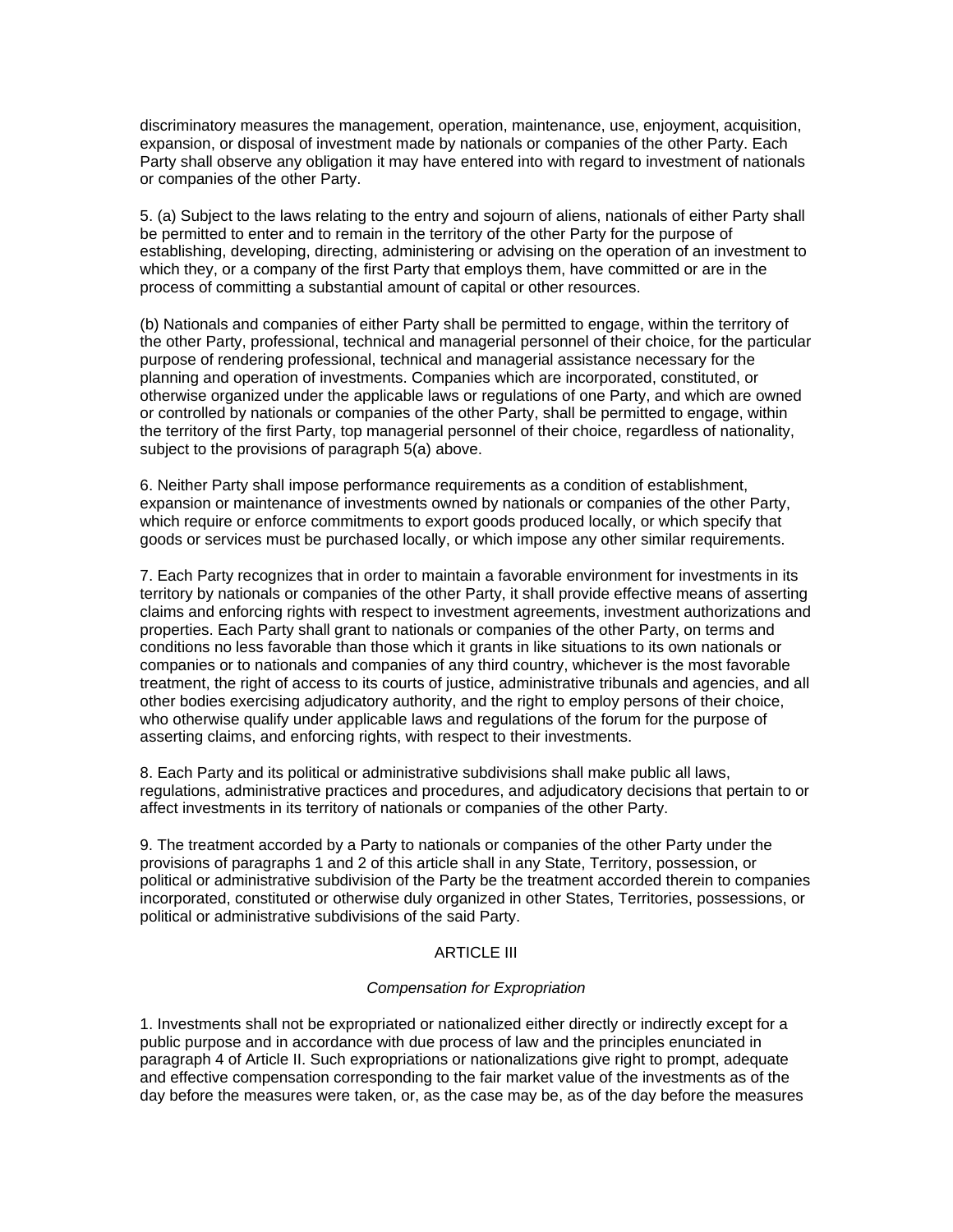discriminatory measures the management, operation, maintenance, use, enjoyment, acquisition, expansion, or disposal of investment made by nationals or companies of the other Party. Each Party shall observe any obligation it may have entered into with regard to investment of nationals or companies of the other Party.

5. (a) Subject to the laws relating to the entry and sojourn of aliens, nationals of either Party shall be permitted to enter and to remain in the territory of the other Party for the purpose of establishing, developing, directing, administering or advising on the operation of an investment to which they, or a company of the first Party that employs them, have committed or are in the process of committing a substantial amount of capital or other resources.

(b) Nationals and companies of either Party shall be permitted to engage, within the territory of the other Party, professional, technical and managerial personnel of their choice, for the particular purpose of rendering professional, technical and managerial assistance necessary for the planning and operation of investments. Companies which are incorporated, constituted, or otherwise organized under the applicable laws or regulations of one Party, and which are owned or controlled by nationals or companies of the other Party, shall be permitted to engage, within the territory of the first Party, top managerial personnel of their choice, regardless of nationality, subject to the provisions of paragraph 5(a) above.

6. Neither Party shall impose performance requirements as a condition of establishment, expansion or maintenance of investments owned by nationals or companies of the other Party, which require or enforce commitments to export goods produced locally, or which specify that goods or services must be purchased locally, or which impose any other similar requirements.

7. Each Party recognizes that in order to maintain a favorable environment for investments in its territory by nationals or companies of the other Party, it shall provide effective means of asserting claims and enforcing rights with respect to investment agreements, investment authorizations and properties. Each Party shall grant to nationals or companies of the other Party, on terms and conditions no less favorable than those which it grants in like situations to its own nationals or companies or to nationals and companies of any third country, whichever is the most favorable treatment, the right of access to its courts of justice, administrative tribunals and agencies, and all other bodies exercising adjudicatory authority, and the right to employ persons of their choice, who otherwise qualify under applicable laws and regulations of the forum for the purpose of asserting claims, and enforcing rights, with respect to their investments.

8. Each Party and its political or administrative subdivisions shall make public all laws, regulations, administrative practices and procedures, and adjudicatory decisions that pertain to or affect investments in its territory of nationals or companies of the other Party.

9. The treatment accorded by a Party to nationals or companies of the other Party under the provisions of paragraphs 1 and 2 of this article shall in any State, Territory, possession, or political or administrative subdivision of the Party be the treatment accorded therein to companies incorporated, constituted or otherwise duly organized in other States, Territories, possessions, or political or administrative subdivisions of the said Party.

## ARTICLE III

*Compensation for Expropriation*

1. Investments shall not be expropriated or nationalized either directly or indirectly except for a public purpose and in accordance with due process of law and the principles enunciated in paragraph 4 of Article II. Such expropriations or nationalizations give right to prompt, adequate and effective compensation corresponding to the fair market value of the investments as of the day before the measures were taken, or, as the case may be, as of the day before the measures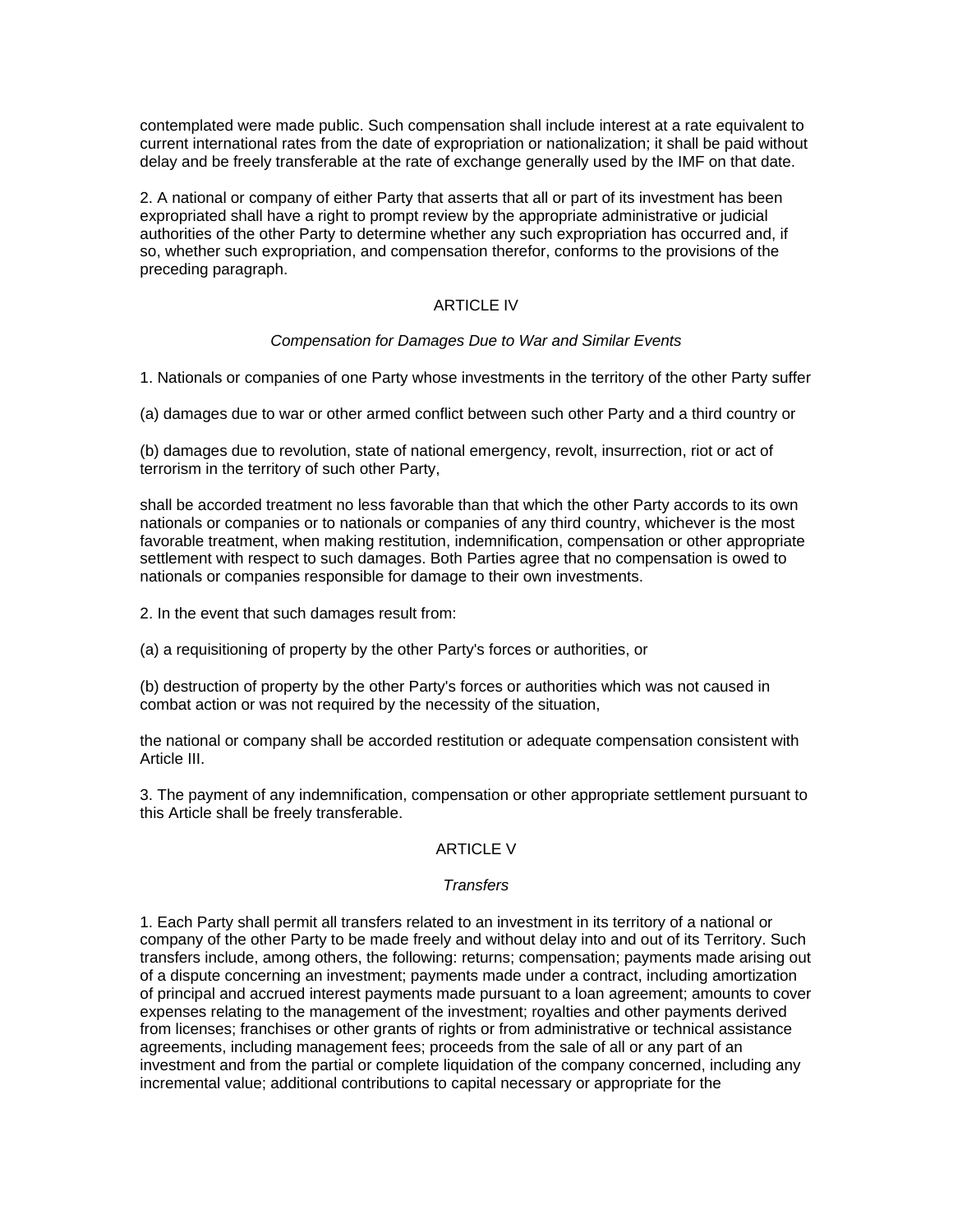contemplated were made public. Such compensation shall include interest at a rate equivalent to current international rates from the date of expropriation or nationalization; it shall be paid without delay and be freely transferable at the rate of exchange generally used by the IMF on that date.

2. A national or company of either Party that asserts that all or part of its investment has been expropriated shall have a right to prompt review by the appropriate administrative or judicial authorities of the other Party to determine whether any such expropriation has occurred and, if so, whether such expropriation, and compensation therefor, conforms to the provisions of the preceding paragraph.

## ARTICLE IV

*Compensation for Damages Due to War and Similar Events*

1. Nationals or companies of one Party whose investments in the territory of the other Party suffer

(a) damages due to war or other armed conflict between such other Party and a third country or

(b) damages due to revolution, state of national emergency, revolt, insurrection, riot or act of terrorism in the territory of such other Party,

shall be accorded treatment no less favorable than that which the other Party accords to its own nationals or companies or to nationals or companies of any third country, whichever is the most favorable treatment, when making restitution, indemnification, compensation or other appropriate settlement with respect to such damages. Both Parties agree that no compensation is owed to nationals or companies responsible for damage to their own investments.

2. In the event that such damages result from:

(a) a requisitioning of property by the other Party's forces or authorities, or

(b) destruction of property by the other Party's forces or authorities which was not caused in combat action or was not required by the necessity of the situation,

the national or company shall be accorded restitution or adequate compensation consistent with Article III.

3. The payment of any indemnification, compensation or other appropriate settlement pursuant to this Article shall be freely transferable.

## ARTICLE V

*Transfers*

1. Each Party shall permit all transfers related to an investment in its territory of a national or company of the other Party to be made freely and without delay into and out of its Territory. Such transfers include, among others, the following: returns; compensation; payments made arising out of a dispute concerning an investment; payments made under a contract, including amortization of principal and accrued interest payments made pursuant to a loan agreement; amounts to cover expenses relating to the management of the investment; royalties and other payments derived from licenses; franchises or other grants of rights or from administrative or technical assistance agreements, including management fees; proceeds from the sale of all or any part of an investment and from the partial or complete liquidation of the company concerned, including any incremental value; additional contributions to capital necessary or appropriate for the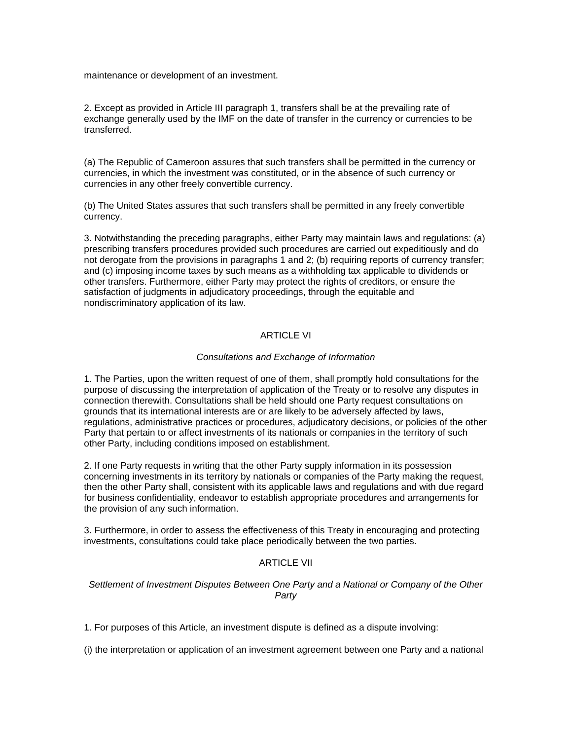maintenance or development of an investment.

2. Except as provided in Article III paragraph 1, transfers shall be at the prevailing rate of exchange generally used by the IMF on the date of transfer in the currency or currencies to be transferred.

(a) The Republic of Cameroon assures that such transfers shall be permitted in the currency or currencies, in which the investment was constituted, or in the absence of such currency or currencies in any other freely convertible currency.

(b) The United States assures that such transfers shall be permitted in any freely convertible currency.

3. Notwithstanding the preceding paragraphs, either Party may maintain laws and regulations: (a) prescribing transfers procedures provided such procedures are carried out expeditiously and do not derogate from the provisions in paragraphs 1 and 2; (b) requiring reports of currency transfer; and (c) imposing income taxes by such means as a withholding tax applicable to dividends or other transfers. Furthermore, either Party may protect the rights of creditors, or ensure the satisfaction of judgments in adjudicatory proceedings, through the equitable and nondiscriminatory application of its law.

## ARTICLE VI

*Consultations and Exchange of Information*

1. The Parties, upon the written request of one of them, shall promptly hold consultations for the purpose of discussing the interpretation of application of the Treaty or to resolve any disputes in connection therewith. Consultations shall be held should one Party request consultations on grounds that its international interests are or are likely to be adversely affected by laws, regulations, administrative practices or procedures, adjudicatory decisions, or policies of the other Party that pertain to or affect investments of its nationals or companies in the territory of such other Party, including conditions imposed on establishment.

2. If one Party requests in writing that the other Party supply information in its possession concerning investments in its territory by nationals or companies of the Party making the request, then the other Party shall, consistent with its applicable laws and regulations and with due regard for business confidentiality, endeavor to establish appropriate procedures and arrangements for the provision of any such information.

3. Furthermore, in order to assess the effectiveness of this Treaty in encouraging and protecting investments, consultations could take place periodically between the two parties.

## ARTICLE VII

*Settlement of Investment Disputes Between One Party and a National or Company of the Other Party*

1. For purposes of this Article, an investment dispute is defined as a dispute involving:

(i) the interpretation or application of an investment agreement between one Party and a national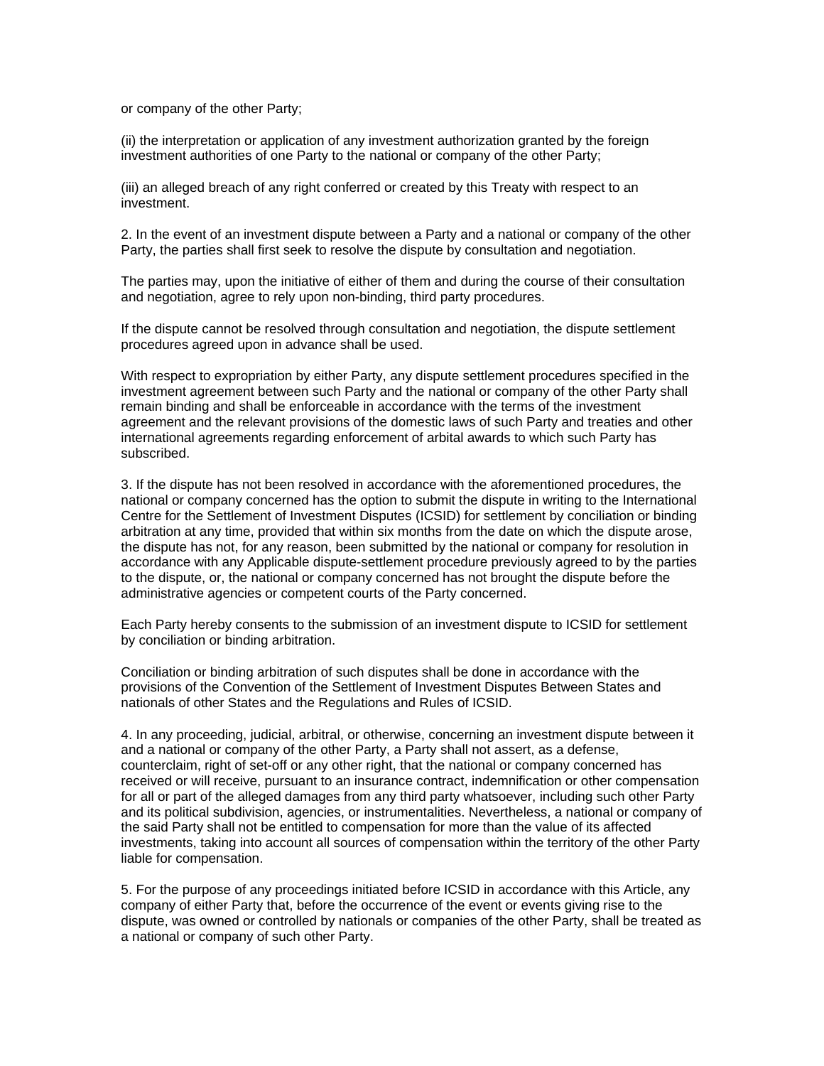or company of the other Party;

(ii) the interpretation or application of any investment authorization granted by the foreign investment authorities of one Party to the national or company of the other Party;

(iii) an alleged breach of any right conferred or created by this Treaty with respect to an investment.

2. In the event of an investment dispute between a Party and a national or company of the other Party, the parties shall first seek to resolve the dispute by consultation and negotiation.

The parties may, upon the initiative of either of them and during the course of their consultation and negotiation, agree to rely upon non-binding, third party procedures.

If the dispute cannot be resolved through consultation and negotiation, the dispute settlement procedures agreed upon in advance shall be used.

With respect to expropriation by either Party, any dispute settlement procedures specified in the investment agreement between such Party and the national or company of the other Party shall remain binding and shall be enforceable in accordance with the terms of the investment agreement and the relevant provisions of the domestic laws of such Party and treaties and other international agreements regarding enforcement of arbital awards to which such Party has subscribed.

3. If the dispute has not been resolved in accordance with the aforementioned procedures, the national or company concerned has the option to submit the dispute in writing to the International Centre for the Settlement of Investment Disputes (ICSID) for settlement by conciliation or binding arbitration at any time, provided that within six months from the date on which the dispute arose, the dispute has not, for any reason, been submitted by the national or company for resolution in accordance with any Applicable dispute-settlement procedure previously agreed to by the parties to the dispute, or, the national or company concerned has not brought the dispute before the administrative agencies or competent courts of the Party concerned.

Each Party hereby consents to the submission of an investment dispute to ICSID for settlement by conciliation or binding arbitration.

Conciliation or binding arbitration of such disputes shall be done in accordance with the provisions of the Convention of the Settlement of Investment Disputes Between States and nationals of other States and the Regulations and Rules of ICSID.

4. In any proceeding, judicial, arbitral, or otherwise, concerning an investment dispute between it and a national or company of the other Party, a Party shall not assert, as a defense, counterclaim, right of set-off or any other right, that the national or company concerned has received or will receive, pursuant to an insurance contract, indemnification or other compensation for all or part of the alleged damages from any third party whatsoever, including such other Party and its political subdivision, agencies, or instrumentalities. Nevertheless, a national or company of the said Party shall not be entitled to compensation for more than the value of its affected investments, taking into account all sources of compensation within the territory of the other Party liable for compensation.

5. For the purpose of any proceedings initiated before ICSID in accordance with this Article, any company of either Party that, before the occurrence of the event or events giving rise to the dispute, was owned or controlled by nationals or companies of the other Party, shall be treated as a national or company of such other Party.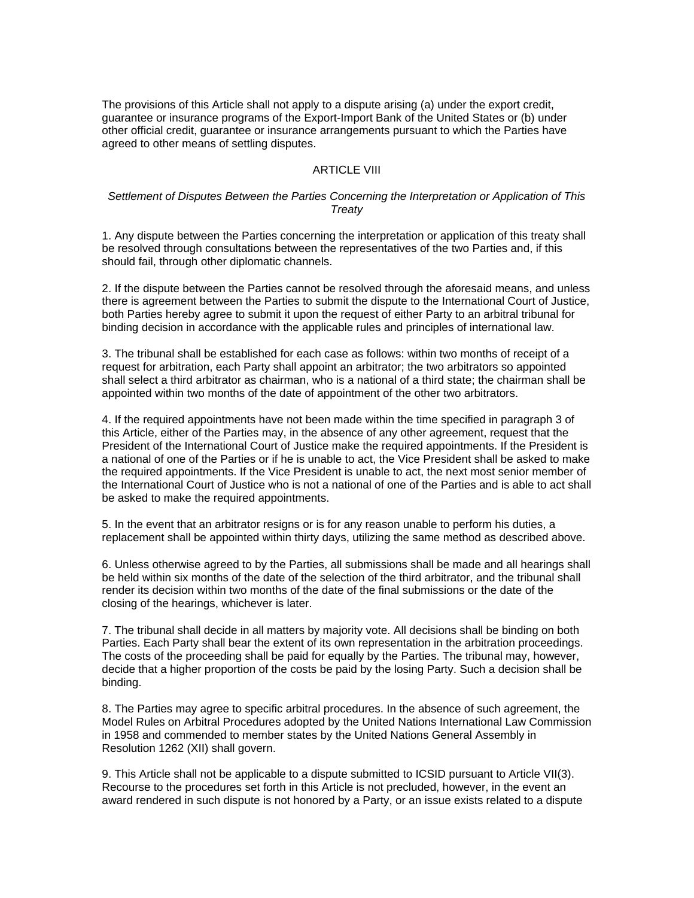The provisions of this Article shall not apply to a dispute arising (a) under the export credit, guarantee or insurance programs of the Export-Import Bank of the United States or (b) under other official credit, guarantee or insurance arrangements pursuant to which the Parties have agreed to other means of settling disputes.

## ARTICLE VIII

*Settlement of Disputes Between the Parties Concerning the Interpretation or Application of This Treaty*

1. Any dispute between the Parties concerning the interpretation or application of this treaty shall be resolved through consultations between the representatives of the two Parties and, if this should fail, through other diplomatic channels.

2. If the dispute between the Parties cannot be resolved through the aforesaid means, and unless there is agreement between the Parties to submit the dispute to the International Court of Justice, both Parties hereby agree to submit it upon the request of either Party to an arbitral tribunal for binding decision in accordance with the applicable rules and principles of international law.

3. The tribunal shall be established for each case as follows: within two months of receipt of a request for arbitration, each Party shall appoint an arbitrator; the two arbitrators so appointed shall select a third arbitrator as chairman, who is a national of a third state; the chairman shall be appointed within two months of the date of appointment of the other two arbitrators.

4. If the required appointments have not been made within the time specified in paragraph 3 of this Article, either of the Parties may, in the absence of any other agreement, request that the President of the International Court of Justice make the required appointments. If the President is a national of one of the Parties or if he is unable to act, the Vice President shall be asked to make the required appointments. If the Vice President is unable to act, the next most senior member of the International Court of Justice who is not a national of one of the Parties and is able to act shall be asked to make the required appointments.

5. In the event that an arbitrator resigns or is for any reason unable to perform his duties, a replacement shall be appointed within thirty days, utilizing the same method as described above.

6. Unless otherwise agreed to by the Parties, all submissions shall be made and all hearings shall be held within six months of the date of the selection of the third arbitrator, and the tribunal shall render its decision within two months of the date of the final submissions or the date of the closing of the hearings, whichever is later.

7. The tribunal shall decide in all matters by majority vote. All decisions shall be binding on both Parties. Each Party shall bear the extent of its own representation in the arbitration proceedings. The costs of the proceeding shall be paid for equally by the Parties. The tribunal may, however, decide that a higher proportion of the costs be paid by the losing Party. Such a decision shall be binding.

8. The Parties may agree to specific arbitral procedures. In the absence of such agreement, the Model Rules on Arbitral Procedures adopted by the United Nations International Law Commission in 1958 and commended to member states by the United Nations General Assembly in Resolution 1262 (XII) shall govern.

9. This Article shall not be applicable to a dispute submitted to ICSID pursuant to Article VII(3). Recourse to the procedures set forth in this Article is not precluded, however, in the event an award rendered in such dispute is not honored by a Party, or an issue exists related to a dispute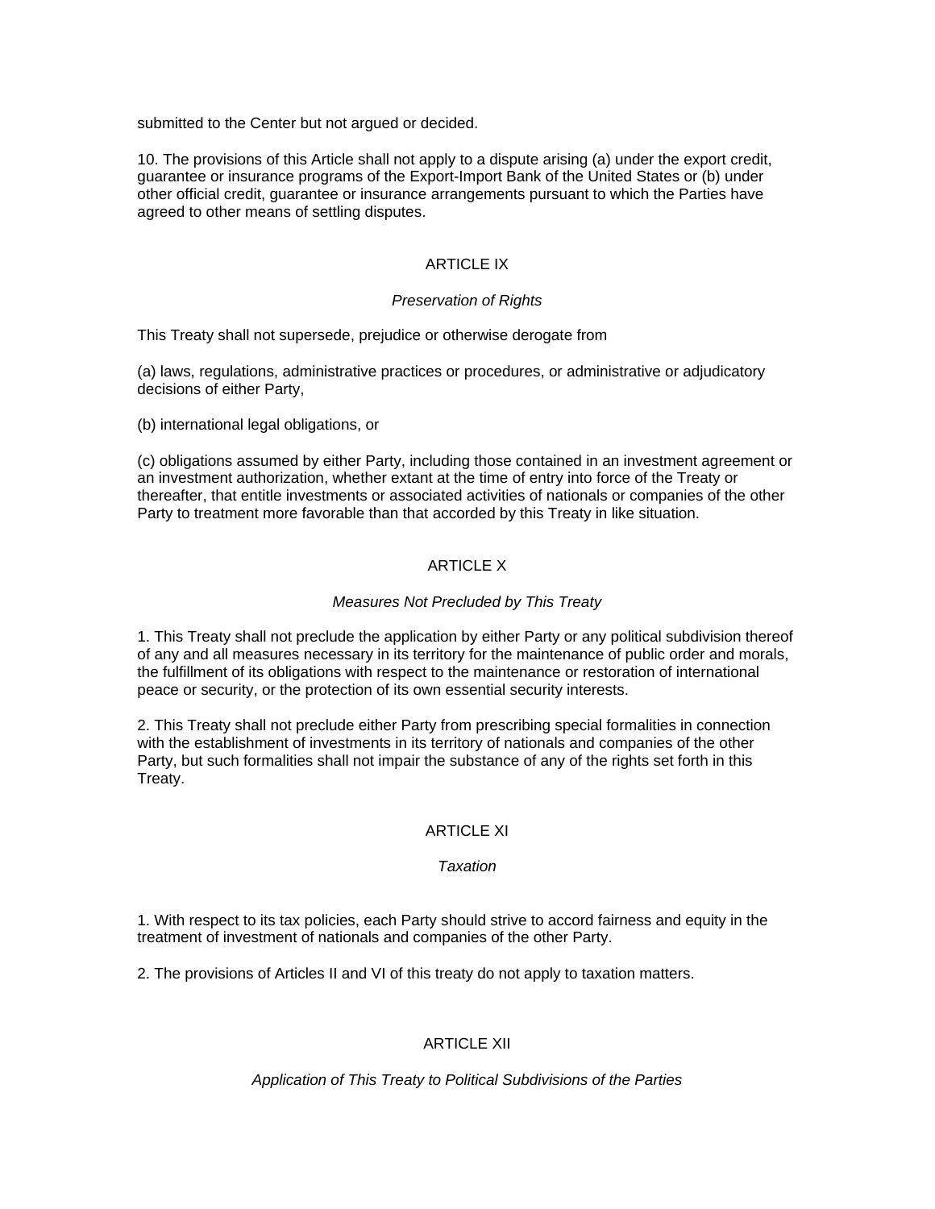submitted to the Center but not argued or decided.

10. The provisions of this Article shall not apply to a dispute arising (a) under the export credit, guarantee or insurance programs of the Export-Import Bank of the United States or (b) under other official credit, guarantee or insurance arrangements pursuant to which the Parties have agreed to other means of settling disputes.

## ARTICLE IX

*Preservation of Rights*

This Treaty shall not supersede, prejudice or otherwise derogate from

(a) laws, regulations, administrative practices or procedures, or administrative or adjudicatory decisions of either Party,

(b) international legal obligations, or

(c) obligations assumed by either Party, including those contained in an investment agreement or an investment authorization, whether extant at the time of entry into force of the Treaty or thereafter, that entitle investments or associated activities of nationals or companies of the other Party to treatment more favorable than that accorded by this Treaty in like situation.

## ARTICLE X

*Measures Not Precluded by This Treaty*

1. This Treaty shall not preclude the application by either Party or any political subdivision thereof of any and all measures necessary in its territory for the maintenance of public order and morals, the fulfillment of its obligations with respect to the maintenance or restoration of international peace or security, or the protection of its own essential security interests.

2. This Treaty shall not preclude either Party from prescribing special formalities in connection with the establishment of investments in its territory of nationals and companies of the other Party, but such formalities shall not impair the substance of any of the rights set forth in this Treaty.

## ARTICLE XI

*Taxation*

1. With respect to its tax policies, each Party should strive to accord fairness and equity in the treatment of investment of nationals and companies of the other Party.

2. The provisions of Articles II and VI of this treaty do not apply to taxation matters.

## ARTICLE XII

*Application of This Treaty to Political Subdivisions of the Parties*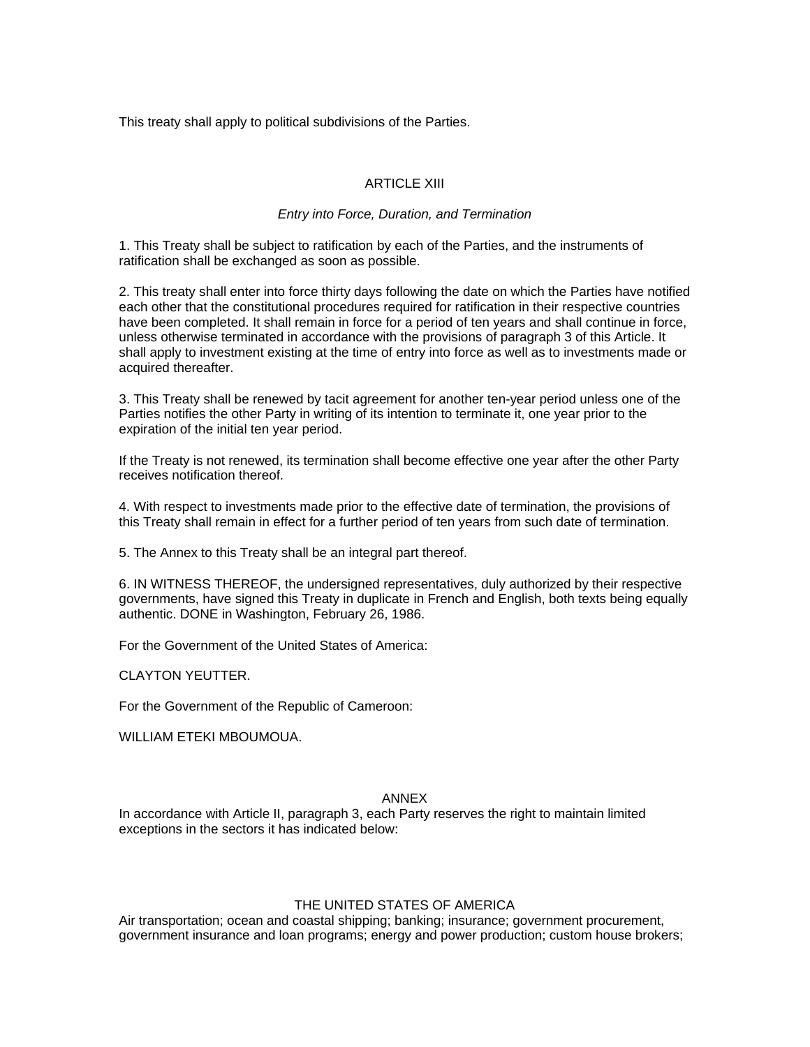This treaty shall apply to political subdivisions of the Parties.

## ARTICLE XIII

*Entry into Force, Duration, and Termination*

1. This Treaty shall be subject to ratification by each of the Parties, and the instruments of ratification shall be exchanged as soon as possible.

2. This treaty shall enter into force thirty days following the date on which the Parties have notified each other that the constitutional procedures required for ratification in their respective countries have been completed. It shall remain in force for a period of ten years and shall continue in force, unless otherwise terminated in accordance with the provisions of paragraph 3 of this Article. It shall apply to investment existing at the time of entry into force as well as to investments made or acquired thereafter.

3. This Treaty shall be renewed by tacit agreement for another ten-year period unless one of the Parties notifies the other Party in writing of its intention to terminate it, one year prior to the expiration of the initial ten year period.

If the Treaty is not renewed, its termination shall become effective one year after the other Party receives notification thereof.

4. With respect to investments made prior to the effective date of termination, the provisions of this Treaty shall remain in effect for a further period of ten years from such date of termination.

5. The Annex to this Treaty shall be an integral part thereof.

6. IN WITNESS THEREOF, the undersigned representatives, duly authorized by their respective governments, have signed this Treaty in duplicate in French and English, both texts being equally authentic. DONE in Washington, February 26, 1986.

For the Government of the United States of America:

CLAYTON YEUTTER.

For the Government of the Republic of Cameroon:

WILLIAM ETEKI MBOUMOUA.

## ANNEX

In accordance with Article II, paragraph 3, each Party reserves the right to maintain limited exceptions in the sectors it has indicated below:

### THE UNITED STATES OF AMERICA

Air transportation; ocean and coastal shipping; banking; insurance; government procurement, government insurance and loan programs; energy and power production; custom house brokers;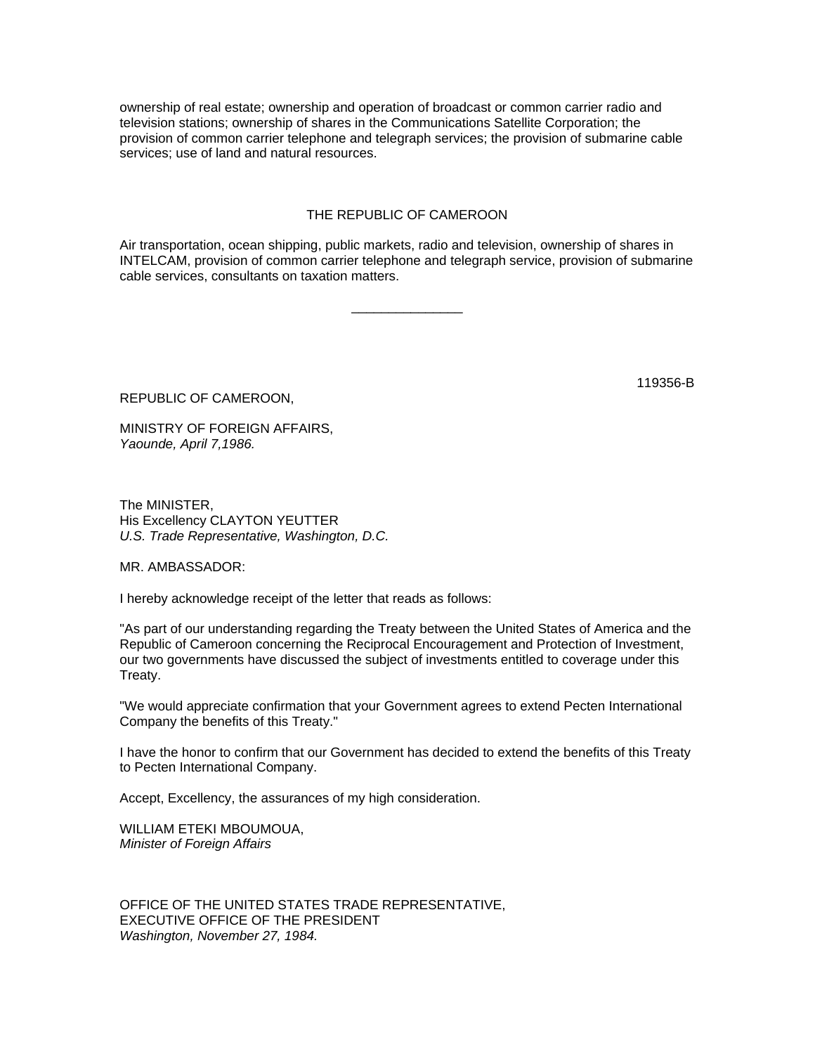ownership of real estate; ownership and operation of broadcast or common carrier radio and television stations; ownership of shares in the Communications Satellite Corporation; the provision of common carrier telephone and telegraph services; the provision of submarine cable services; use of land and natural resources.

## THE REPUBLIC OF CAMEROON

Air transportation, ocean shipping, public markets, radio and television, ownership of shares in INTELCAM, provision of common carrier telephone and telegraph service, provision of submarine cable services, consultants on taxation matters.

---

119356-B

REPUBLIC OF CAMEROON,

MINISTRY OF FOREIGN AFFAIRS,
*Yaounde, April 7,1986.*

The MINISTER,
His Excellency CLAYTON YEUTTER
*U.S. Trade Representative, Washington, D.C.*

MR. AMBASSADOR:

I hereby acknowledge receipt of the letter that reads as follows:

"As part of our understanding regarding the Treaty between the United States of America and the Republic of Cameroon concerning the Reciprocal Encouragement and Protection of Investment, our two governments have discussed the subject of investments entitled to coverage under this Treaty.

"We would appreciate confirmation that your Government agrees to extend Pecten International Company the benefits of this Treaty."

I have the honor to confirm that our Government has decided to extend the benefits of this Treaty to Pecten International Company.

Accept, Excellency, the assurances of my high consideration.

WILLIAM ETEKI MBOUMOUA,
*Minister of Foreign Affairs*

OFFICE OF THE UNITED STATES TRADE REPRESENTATIVE,
EXECUTIVE OFFICE OF THE PRESIDENT
*Washington, November 27, 1984.*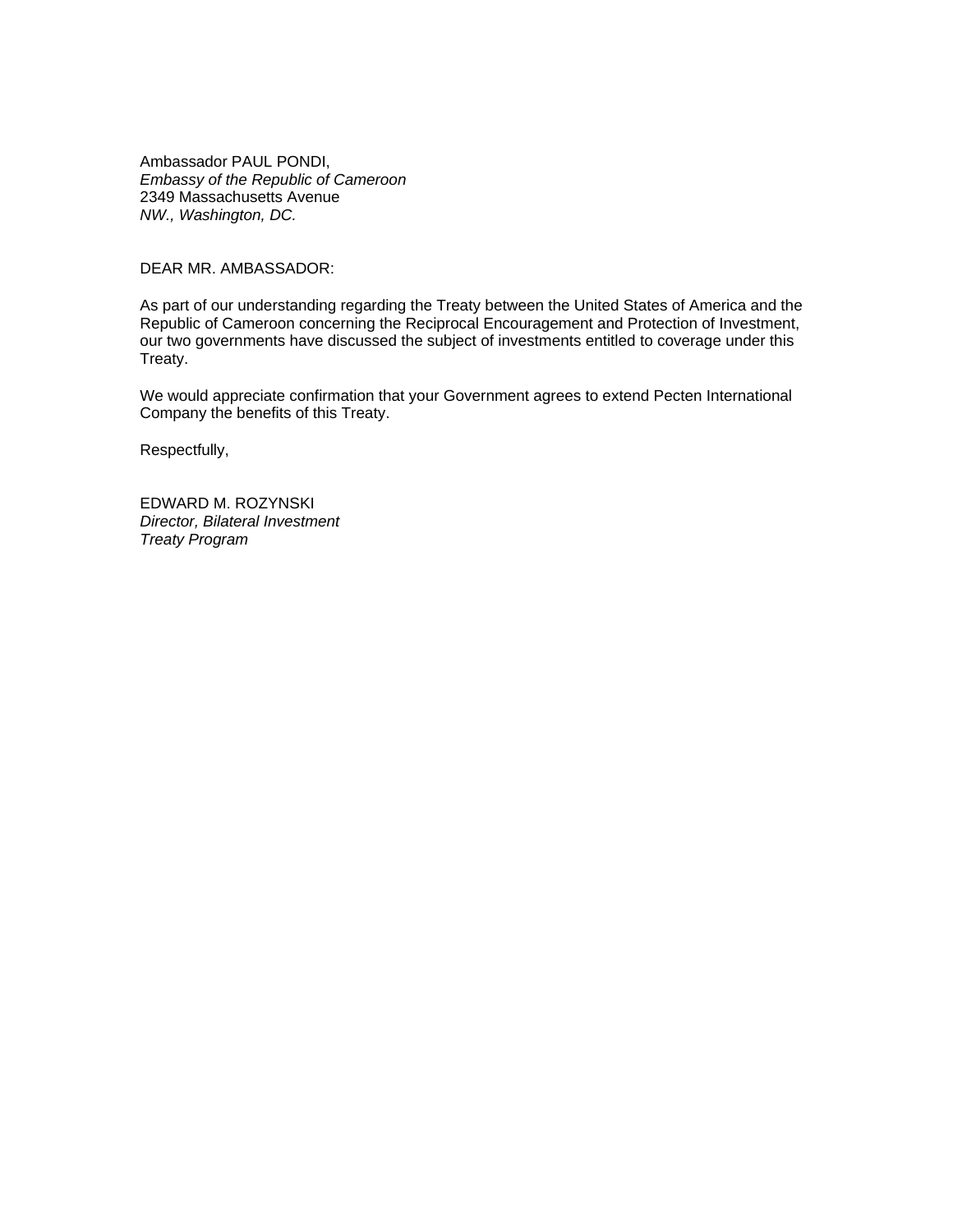Ambassador PAUL PONDI,
*Embassy of the Republic of Cameroon*
2349 Massachusetts Avenue
*NW., Washington, DC.*

DEAR MR. AMBASSADOR:

As part of our understanding regarding the Treaty between the United States of America and the Republic of Cameroon concerning the Reciprocal Encouragement and Protection of Investment, our two governments have discussed the subject of investments entitled to coverage under this Treaty.

We would appreciate confirmation that your Government agrees to extend Pecten International Company the benefits of this Treaty.

Respectfully,

EDWARD M. ROZYNSKI
*Director, Bilateral Investment*
*Treaty Program*